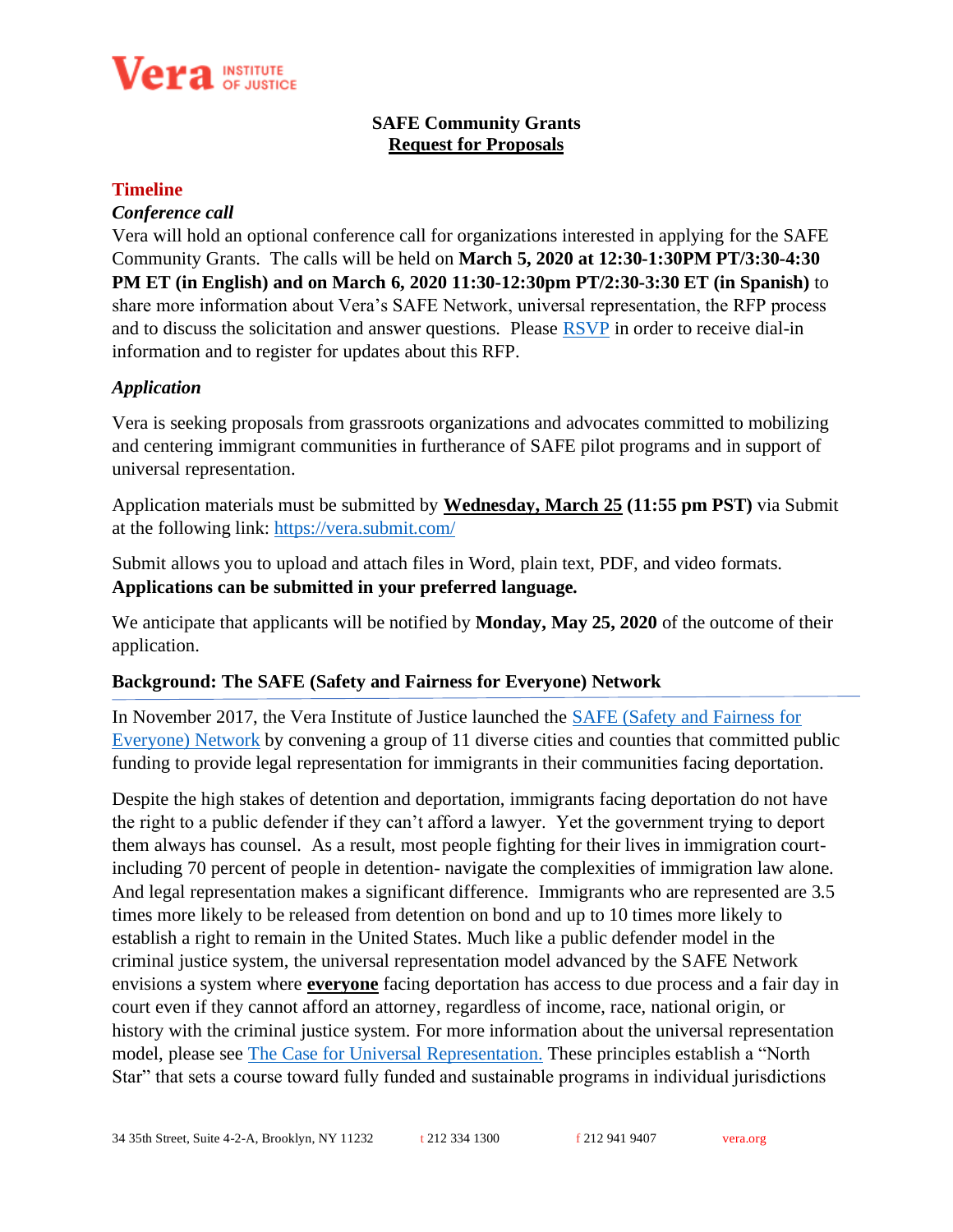Vera INSTITUTE OF JUSTICE

# SAFE Community Grants
## Request for Proposals

### Timeline

#### *Conference call*

Vera will hold an optional conference call for organizations interested in applying for the SAFE Community Grants. The calls will be held on **March 5, 2020 at 12:30-1:30PM PT/3:30-4:30 PM ET (in English) and on March 6, 2020 11:30-12:30pm PT/2:30-3:30 ET (in Spanish)** to share more information about Vera's SAFE Network, universal representation, the RFP process and to discuss the solicitation and answer questions. Please RSVP in order to receive dial-in information and to register for updates about this RFP.

#### *Application*

Vera is seeking proposals from grassroots organizations and advocates committed to mobilizing and centering immigrant communities in furtherance of SAFE pilot programs and in support of universal representation.

Application materials must be submitted by **Wednesday, March 25 (11:55 pm PST)** via Submit at the following link: https://vera.submit.com/

Submit allows you to upload and attach files in Word, plain text, PDF, and video formats. **Applications can be submitted in your preferred language.**

We anticipate that applicants will be notified by **Monday, May 25, 2020** of the outcome of their application.

### Background: The SAFE (Safety and Fairness for Everyone) Network

In November 2017, the Vera Institute of Justice launched the SAFE (Safety and Fairness for Everyone) Network by convening a group of 11 diverse cities and counties that committed public funding to provide legal representation for immigrants in their communities facing deportation.

Despite the high stakes of detention and deportation, immigrants facing deportation do not have the right to a public defender if they can't afford a lawyer. Yet the government trying to deport them always has counsel. As a result, most people fighting for their lives in immigration court- including 70 percent of people in detention- navigate the complexities of immigration law alone. And legal representation makes a significant difference. Immigrants who are represented are 3.5 times more likely to be released from detention on bond and up to 10 times more likely to establish a right to remain in the United States. Much like a public defender model in the criminal justice system, the universal representation model advanced by the SAFE Network envisions a system where **everyone** facing deportation has access to due process and a fair day in court even if they cannot afford an attorney, regardless of income, race, national origin, or history with the criminal justice system. For more information about the universal representation model, please see The Case for Universal Representation. These principles establish a "North Star" that sets a course toward fully funded and sustainable programs in individual jurisdictions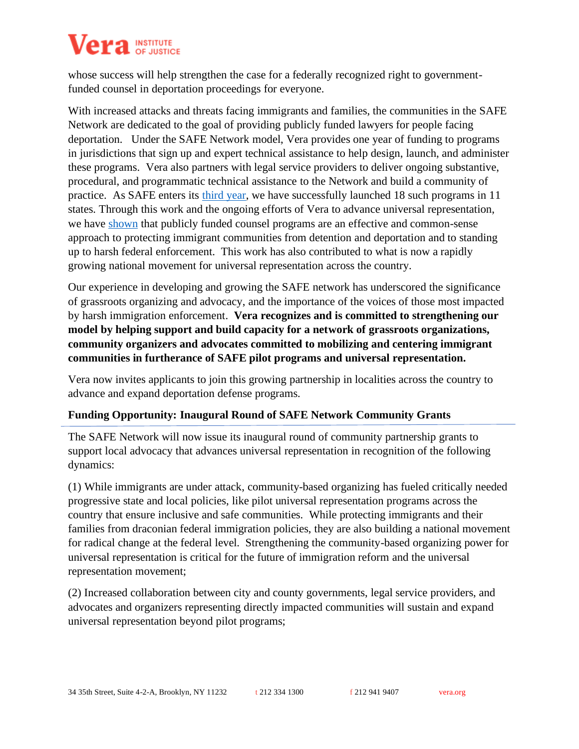whose success will help strengthen the case for a federally recognized right to government-funded counsel in deportation proceedings for everyone.

With increased attacks and threats facing immigrants and families, the communities in the SAFE Network are dedicated to the goal of providing publicly funded lawyers for people facing deportation. Under the SAFE Network model, Vera provides one year of funding to programs in jurisdictions that sign up and expert technical assistance to help design, launch, and administer these programs. Vera also partners with legal service providers to deliver ongoing substantive, procedural, and programmatic technical assistance to the Network and build a community of practice. As SAFE enters its third year, we have successfully launched 18 such programs in 11 states. Through this work and the ongoing efforts of Vera to advance universal representation, we have shown that publicly funded counsel programs are an effective and common-sense approach to protecting immigrant communities from detention and deportation and to standing up to harsh federal enforcement. This work has also contributed to what is now a rapidly growing national movement for universal representation across the country.

Our experience in developing and growing the SAFE network has underscored the significance of grassroots organizing and advocacy, and the importance of the voices of those most impacted by harsh immigration enforcement. **Vera recognizes and is committed to strengthening our model by helping support and build capacity for a network of grassroots organizations, community organizers and advocates committed to mobilizing and centering immigrant communities in furtherance of SAFE pilot programs and universal representation.**

Vera now invites applicants to join this growing partnership in localities across the country to advance and expand deportation defense programs.

## Funding Opportunity: Inaugural Round of SAFE Network Community Grants

The SAFE Network will now issue its inaugural round of community partnership grants to support local advocacy that advances universal representation in recognition of the following dynamics:

(1) While immigrants are under attack, community-based organizing has fueled critically needed progressive state and local policies, like pilot universal representation programs across the country that ensure inclusive and safe communities. While protecting immigrants and their families from draconian federal immigration policies, they are also building a national movement for radical change at the federal level. Strengthening the community-based organizing power for universal representation is critical for the future of immigration reform and the universal representation movement;

(2) Increased collaboration between city and county governments, legal service providers, and advocates and organizers representing directly impacted communities will sustain and expand universal representation beyond pilot programs;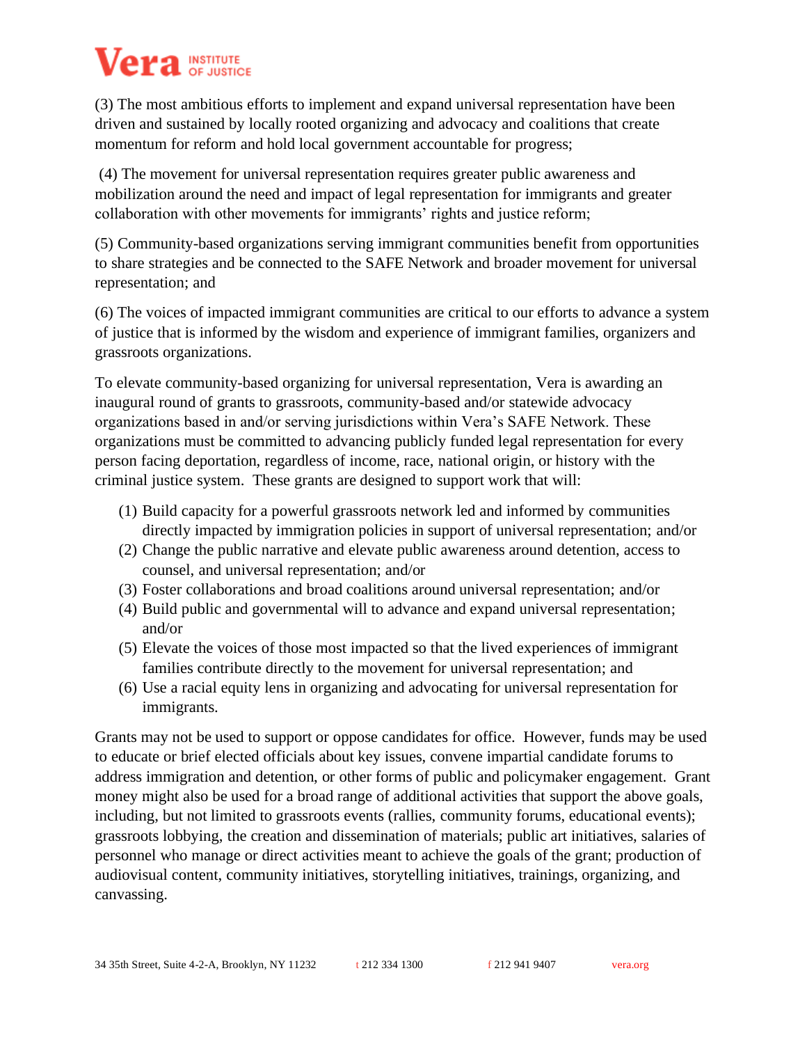(3) The most ambitious efforts to implement and expand universal representation have been driven and sustained by locally rooted organizing and advocacy and coalitions that create momentum for reform and hold local government accountable for progress;

(4) The movement for universal representation requires greater public awareness and mobilization around the need and impact of legal representation for immigrants and greater collaboration with other movements for immigrants' rights and justice reform;

(5) Community-based organizations serving immigrant communities benefit from opportunities to share strategies and be connected to the SAFE Network and broader movement for universal representation; and

(6) The voices of impacted immigrant communities are critical to our efforts to advance a system of justice that is informed by the wisdom and experience of immigrant families, organizers and grassroots organizations.

To elevate community-based organizing for universal representation, Vera is awarding an inaugural round of grants to grassroots, community-based and/or statewide advocacy organizations based in and/or serving jurisdictions within Vera's SAFE Network. These organizations must be committed to advancing publicly funded legal representation for every person facing deportation, regardless of income, race, national origin, or history with the criminal justice system. These grants are designed to support work that will:

(1) Build capacity for a powerful grassroots network led and informed by communities directly impacted by immigration policies in support of universal representation; and/or
(2) Change the public narrative and elevate public awareness around detention, access to counsel, and universal representation; and/or
(3) Foster collaborations and broad coalitions around universal representation; and/or
(4) Build public and governmental will to advance and expand universal representation; and/or
(5) Elevate the voices of those most impacted so that the lived experiences of immigrant families contribute directly to the movement for universal representation; and
(6) Use a racial equity lens in organizing and advocating for universal representation for immigrants.

Grants may not be used to support or oppose candidates for office. However, funds may be used to educate or brief elected officials about key issues, convene impartial candidate forums to address immigration and detention, or other forms of public and policymaker engagement. Grant money might also be used for a broad range of additional activities that support the above goals, including, but not limited to grassroots events (rallies, community forums, educational events); grassroots lobbying, the creation and dissemination of materials; public art initiatives, salaries of personnel who manage or direct activities meant to achieve the goals of the grant; production of audiovisual content, community initiatives, storytelling initiatives, trainings, organizing, and canvassing.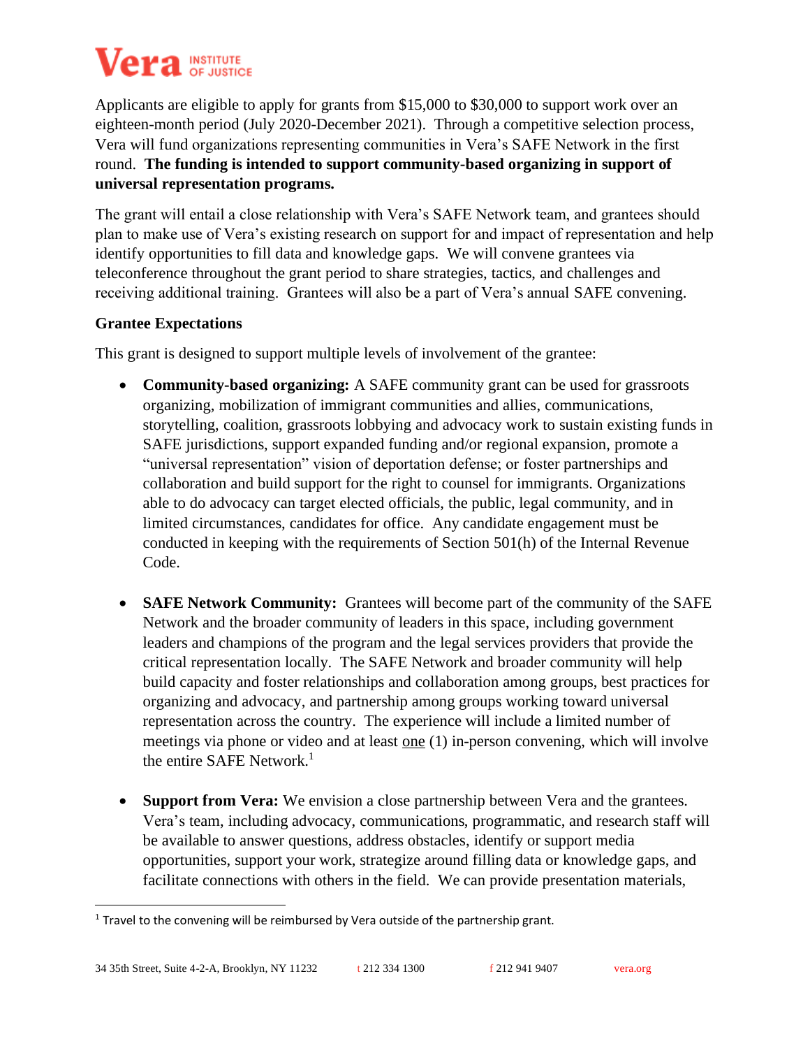Applicants are eligible to apply for grants from $15,000 to $30,000 to support work over an eighteen-month period (July 2020-December 2021). Through a competitive selection process, Vera will fund organizations representing communities in Vera's SAFE Network in the first round. **The funding is intended to support community-based organizing in support of universal representation programs.**

The grant will entail a close relationship with Vera's SAFE Network team, and grantees should plan to make use of Vera's existing research on support for and impact of representation and help identify opportunities to fill data and knowledge gaps. We will convene grantees via teleconference throughout the grant period to share strategies, tactics, and challenges and receiving additional training. Grantees will also be a part of Vera's annual SAFE convening.

**Grantee Expectations**

This grant is designed to support multiple levels of involvement of the grantee:

- **Community-based organizing:** A SAFE community grant can be used for grassroots organizing, mobilization of immigrant communities and allies, communications, storytelling, coalition, grassroots lobbying and advocacy work to sustain existing funds in SAFE jurisdictions, support expanded funding and/or regional expansion, promote a "universal representation" vision of deportation defense; or foster partnerships and collaboration and build support for the right to counsel for immigrants. Organizations able to do advocacy can target elected officials, the public, legal community, and in limited circumstances, candidates for office. Any candidate engagement must be conducted in keeping with the requirements of Section 501(h) of the Internal Revenue Code.

- **SAFE Network Community:** Grantees will become part of the community of the SAFE Network and the broader community of leaders in this space, including government leaders and champions of the program and the legal services providers that provide the critical representation locally. The SAFE Network and broader community will help build capacity and foster relationships and collaboration among groups, best practices for organizing and advocacy, and partnership among groups working toward universal representation across the country. The experience will include a limited number of meetings via phone or video and at least one (1) in-person convening, which will involve the entire SAFE Network.[1]

- **Support from Vera:** We envision a close partnership between Vera and the grantees. Vera's team, including advocacy, communications, programmatic, and research staff will be available to answer questions, address obstacles, identify or support media opportunities, support your work, strategize around filling data or knowledge gaps, and facilitate connections with others in the field. We can provide presentation materials,

[1] Travel to the convening will be reimbursed by Vera outside of the partnership grant.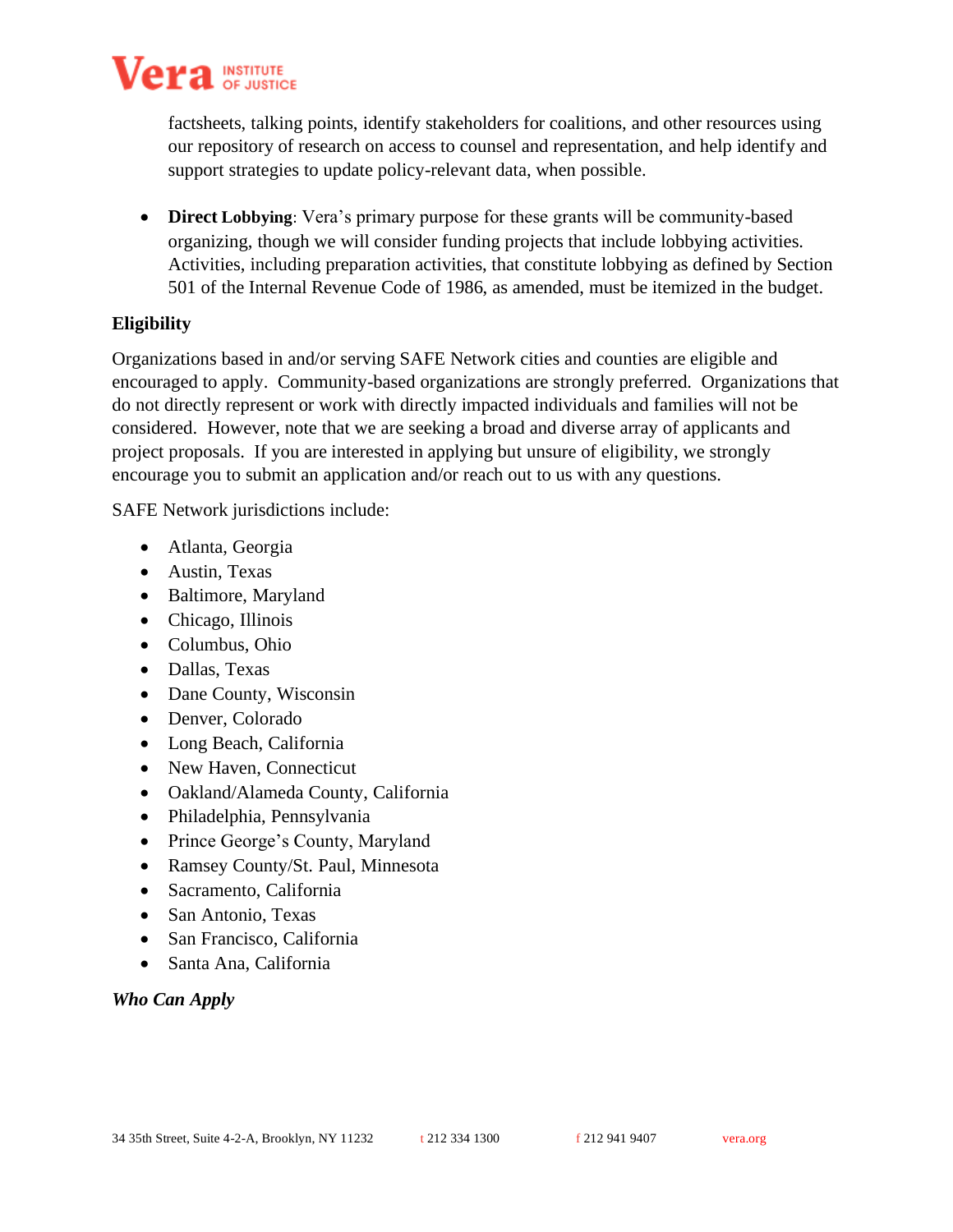factsheets, talking points, identify stakeholders for coalitions, and other resources using our repository of research on access to counsel and representation, and help identify and support strategies to update policy-relevant data, when possible.

- **Direct Lobbying**: Vera's primary purpose for these grants will be community-based organizing, though we will consider funding projects that include lobbying activities. Activities, including preparation activities, that constitute lobbying as defined by Section 501 of the Internal Revenue Code of 1986, as amended, must be itemized in the budget.

## Eligibility

Organizations based in and/or serving SAFE Network cities and counties are eligible and encouraged to apply. Community-based organizations are strongly preferred. Organizations that do not directly represent or work with directly impacted individuals and families will not be considered. However, note that we are seeking a broad and diverse array of applicants and project proposals. If you are interested in applying but unsure of eligibility, we strongly encourage you to submit an application and/or reach out to us with any questions.

SAFE Network jurisdictions include:

- Atlanta, Georgia
- Austin, Texas
- Baltimore, Maryland
- Chicago, Illinois
- Columbus, Ohio
- Dallas, Texas
- Dane County, Wisconsin
- Denver, Colorado
- Long Beach, California
- New Haven, Connecticut
- Oakland/Alameda County, California
- Philadelphia, Pennsylvania
- Prince George's County, Maryland
- Ramsey County/St. Paul, Minnesota
- Sacramento, California
- San Antonio, Texas
- San Francisco, California
- Santa Ana, California

### *Who Can Apply*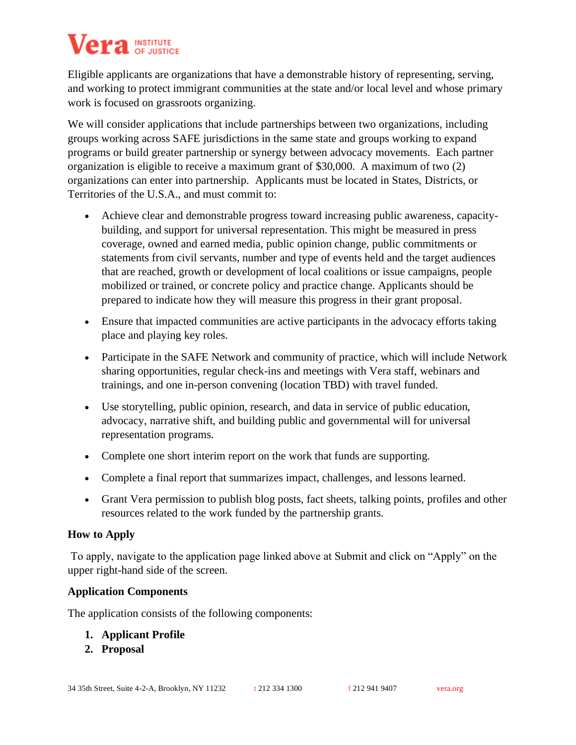Eligible applicants are organizations that have a demonstrable history of representing, serving, and working to protect immigrant communities at the state and/or local level and whose primary work is focused on grassroots organizing.

We will consider applications that include partnerships between two organizations, including groups working across SAFE jurisdictions in the same state and groups working to expand programs or build greater partnership or synergy between advocacy movements. Each partner organization is eligible to receive a maximum grant of $30,000. A maximum of two (2) organizations can enter into partnership. Applicants must be located in States, Districts, or Territories of the U.S.A., and must commit to:

- Achieve clear and demonstrable progress toward increasing public awareness, capacity-building, and support for universal representation. This might be measured in press coverage, owned and earned media, public opinion change, public commitments or statements from civil servants, number and type of events held and the target audiences that are reached, growth or development of local coalitions or issue campaigns, people mobilized or trained, or concrete policy and practice change. Applicants should be prepared to indicate how they will measure this progress in their grant proposal.
- Ensure that impacted communities are active participants in the advocacy efforts taking place and playing key roles.
- Participate in the SAFE Network and community of practice, which will include Network sharing opportunities, regular check-ins and meetings with Vera staff, webinars and trainings, and one in-person convening (location TBD) with travel funded.
- Use storytelling, public opinion, research, and data in service of public education, advocacy, narrative shift, and building public and governmental will for universal representation programs.
- Complete one short interim report on the work that funds are supporting.
- Complete a final report that summarizes impact, challenges, and lessons learned.
- Grant Vera permission to publish blog posts, fact sheets, talking points, profiles and other resources related to the work funded by the partnership grants.

**How to Apply**

To apply, navigate to the application page linked above at Submit and click on "Apply" on the upper right-hand side of the screen.

**Application Components**

The application consists of the following components:

1. **Applicant Profile**
2. **Proposal**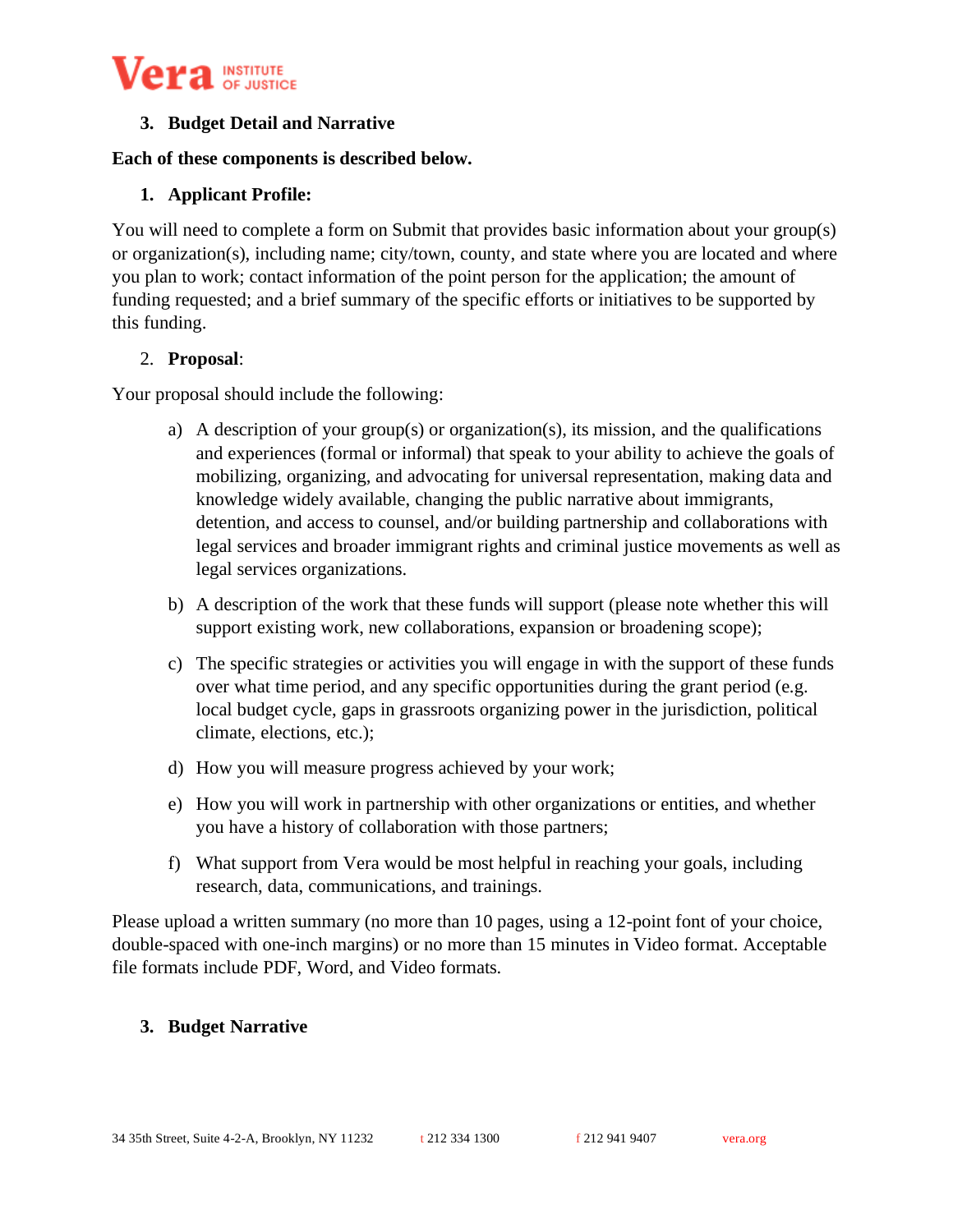3. **Budget Detail and Narrative**

**Each of these components is described below.**

1. **Applicant Profile:**

You will need to complete a form on Submit that provides basic information about your group(s) or organization(s), including name; city/town, county, and state where you are located and where you plan to work; contact information of the point person for the application; the amount of funding requested; and a brief summary of the specific efforts or initiatives to be supported by this funding.

2. **Proposal**:

Your proposal should include the following:

a) A description of your group(s) or organization(s), its mission, and the qualifications and experiences (formal or informal) that speak to your ability to achieve the goals of mobilizing, organizing, and advocating for universal representation, making data and knowledge widely available, changing the public narrative about immigrants, detention, and access to counsel, and/or building partnership and collaborations with legal services and broader immigrant rights and criminal justice movements as well as legal services organizations.

b) A description of the work that these funds will support (please note whether this will support existing work, new collaborations, expansion or broadening scope);

c) The specific strategies or activities you will engage in with the support of these funds over what time period, and any specific opportunities during the grant period (e.g. local budget cycle, gaps in grassroots organizing power in the jurisdiction, political climate, elections, etc.);

d) How you will measure progress achieved by your work;

e) How you will work in partnership with other organizations or entities, and whether you have a history of collaboration with those partners;

f) What support from Vera would be most helpful in reaching your goals, including research, data, communications, and trainings.

Please upload a written summary (no more than 10 pages, using a 12-point font of your choice, double-spaced with one-inch margins) or no more than 15 minutes in Video format. Acceptable file formats include PDF, Word, and Video formats.

3. **Budget Narrative**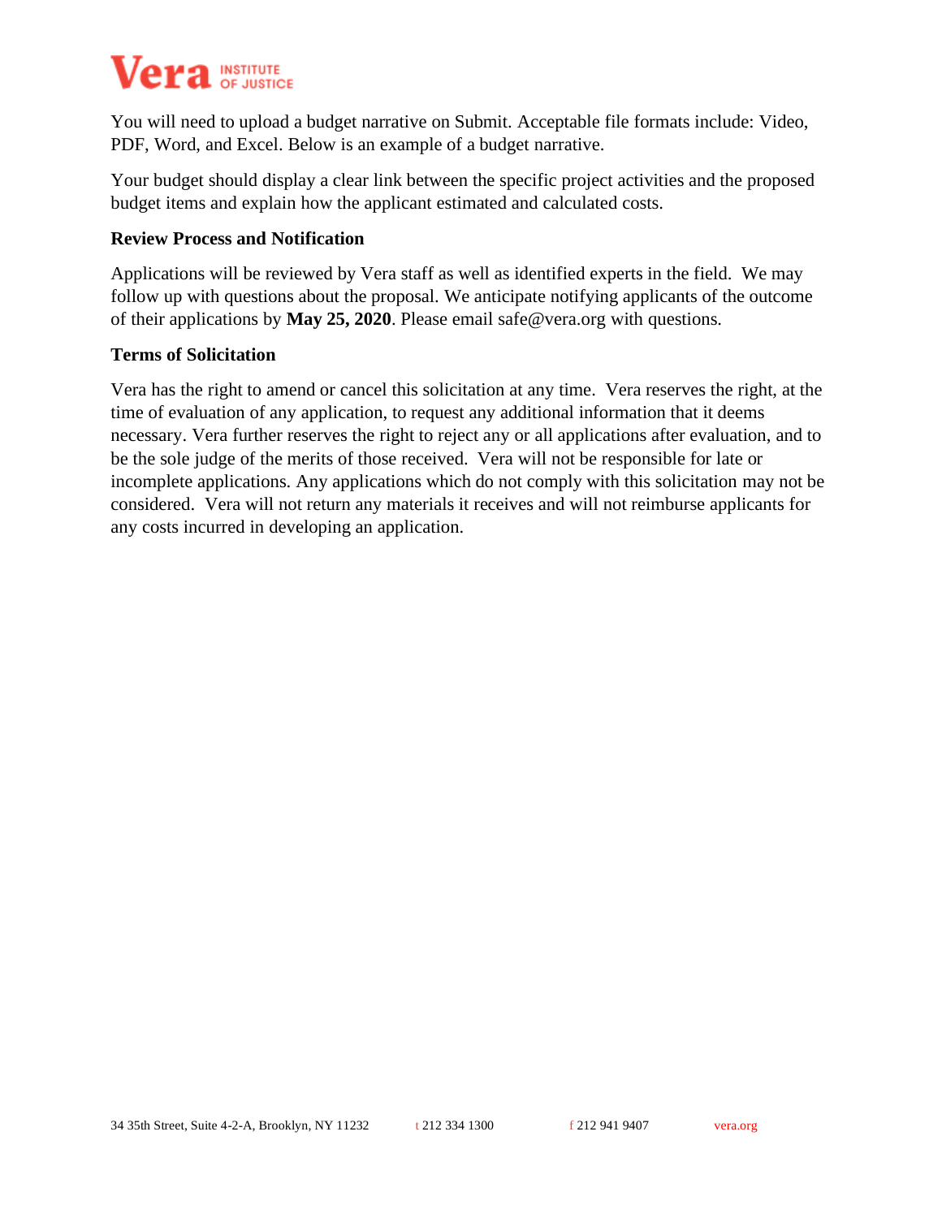You will need to upload a budget narrative on Submit. Acceptable file formats include: Video, PDF, Word, and Excel. Below is an example of a budget narrative.

Your budget should display a clear link between the specific project activities and the proposed budget items and explain how the applicant estimated and calculated costs.

**Review Process and Notification**

Applications will be reviewed by Vera staff as well as identified experts in the field. We may follow up with questions about the proposal. We anticipate notifying applicants of the outcome of their applications by **May 25, 2020**. Please email safe@vera.org with questions.

**Terms of Solicitation**

Vera has the right to amend or cancel this solicitation at any time. Vera reserves the right, at the time of evaluation of any application, to request any additional information that it deems necessary. Vera further reserves the right to reject any or all applications after evaluation, and to be the sole judge of the merits of those received. Vera will not be responsible for late or incomplete applications. Any applications which do not comply with this solicitation may not be considered. Vera will not return any materials it receives and will not reimburse applicants for any costs incurred in developing an application.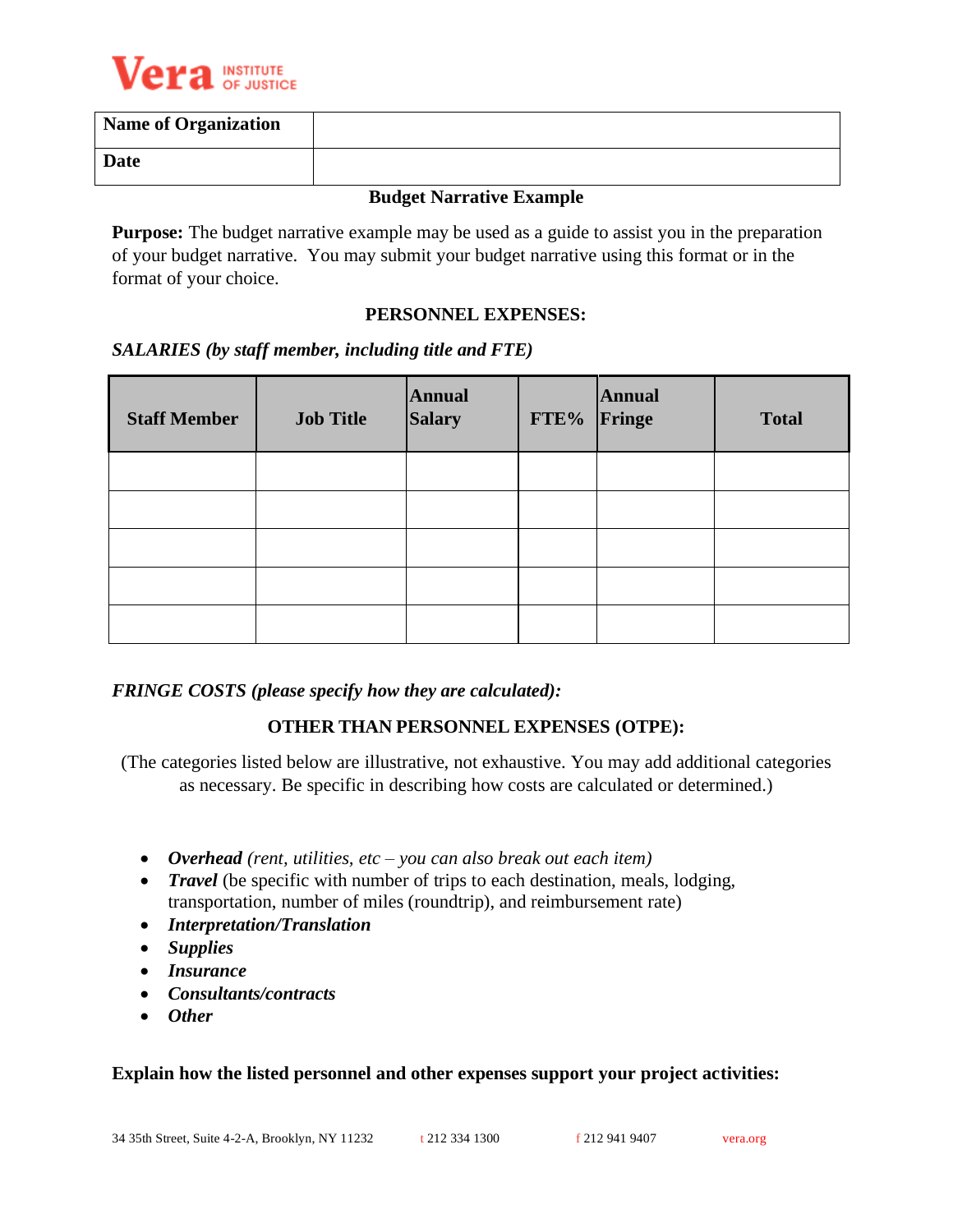Vera INSTITUTE OF JUSTICE

| | |
|---|---|
| **Name of Organization** | |
| **Date** | |

**Budget Narrative Example**

**Purpose:** The budget narrative example may be used as a guide to assist you in the preparation of your budget narrative. You may submit your budget narrative using this format or in the format of your choice.

**PERSONNEL EXPENSES:**

*SALARIES (by staff member, including title and FTE)*

| Staff Member | Job Title | Annual Salary | FTE% | Annual Fringe | Total |
|---|---|---|---|---|---|
| | | | | | |
| | | | | | |
| | | | | | |
| | | | | | |
| | | | | | |

*FRINGE COSTS (please specify how they are calculated):*

**OTHER THAN PERSONNEL EXPENSES (OTPE):**

(The categories listed below are illustrative, not exhaustive. You may add additional categories as necessary. Be specific in describing how costs are calculated or determined.)

- ***Overhead*** *(rent, utilities, etc – you can also break out each item)*
- ***Travel*** (be specific with number of trips to each destination, meals, lodging, transportation, number of miles (roundtrip), and reimbursement rate)
- ***Interpretation/Translation***
- ***Supplies***
- ***Insurance***
- ***Consultants/contracts***
- ***Other***

**Explain how the listed personnel and other expenses support your project activities:**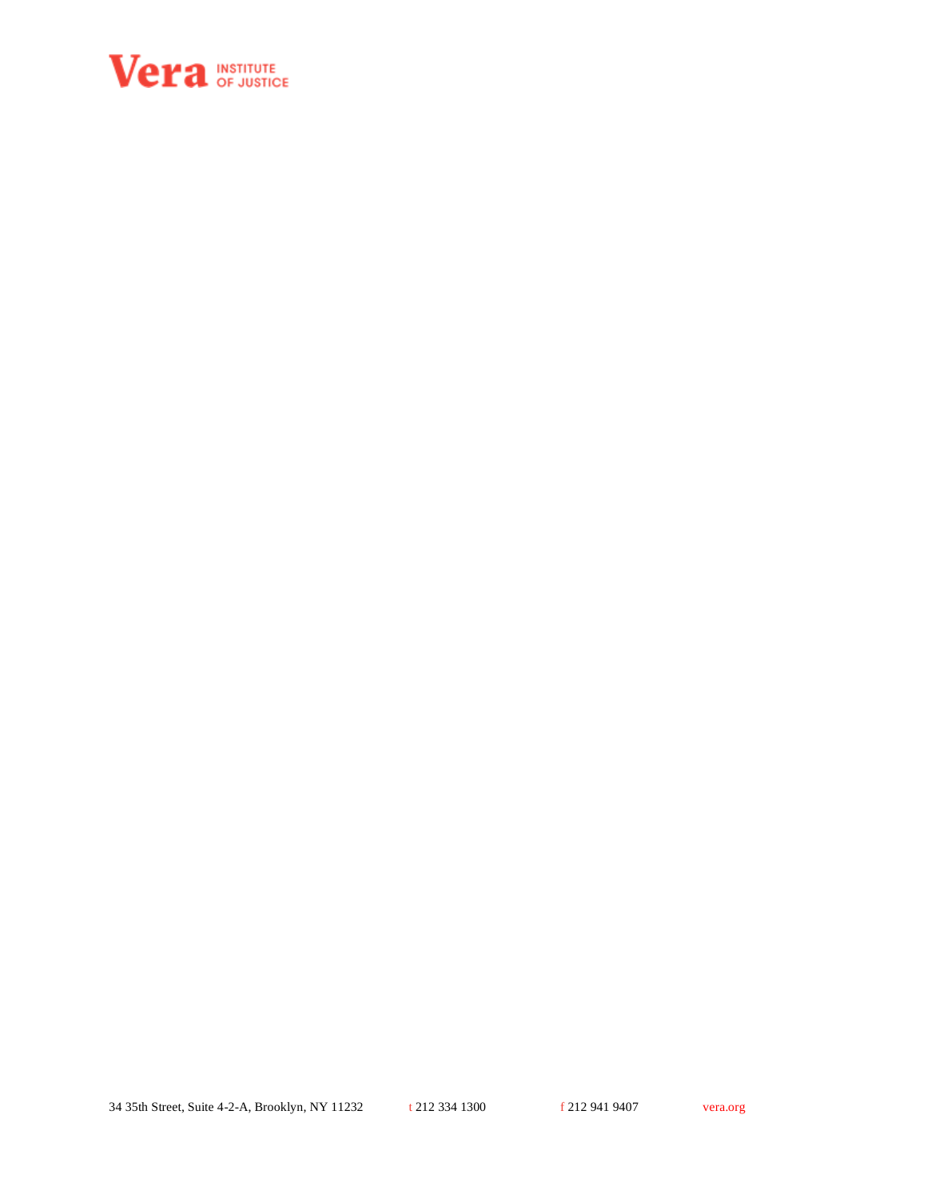Vera INSTITUTE OF JUSTICE

34 35th Street, Suite 4-2-A, Brooklyn, NY 11232 t 212 334 1300 f 212 941 9407 vera.org